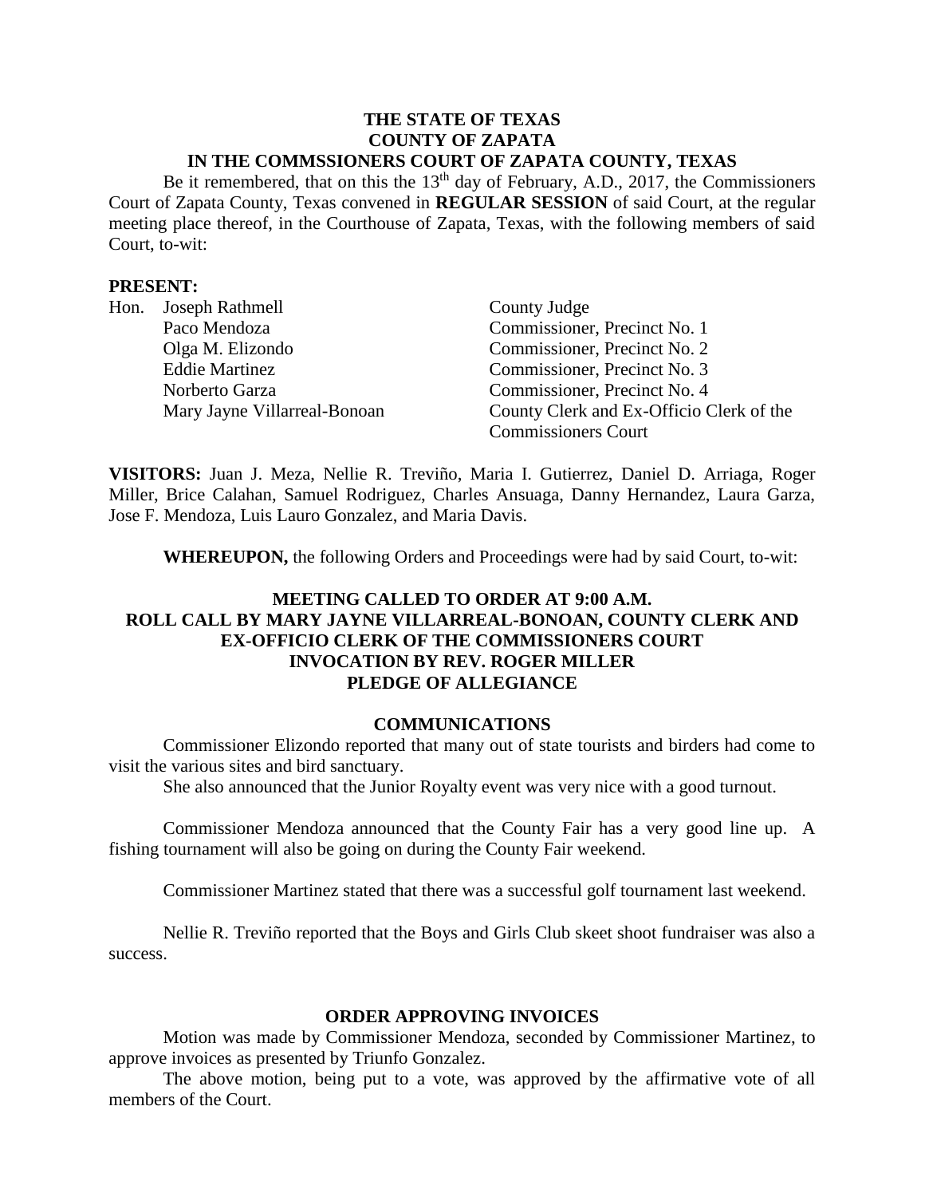**THE STATE OF TEXAS**
**COUNTY OF ZAPATA**
**IN THE COMMSSIONERS COURT OF ZAPATA COUNTY, TEXAS**

Be it remembered, that on this the 13th day of February, A.D., 2017, the Commissioners Court of Zapata County, Texas convened in **REGULAR SESSION** of said Court, at the regular meeting place thereof, in the Courthouse of Zapata, Texas, with the following members of said Court, to-wit:

**PRESENT:**

| | | |
|---|---|---|
| Hon. | Joseph Rathmell | County Judge |
| | Paco Mendoza | Commissioner, Precinct No. 1 |
| | Olga M. Elizondo | Commissioner, Precinct No. 2 |
| | Eddie Martinez | Commissioner, Precinct No. 3 |
| | Norberto Garza | Commissioner, Precinct No. 4 |
| | Mary Jayne Villarreal-Bonoan | County Clerk and Ex-Officio Clerk of the Commissioners Court |

**VISITORS:** Juan J. Meza, Nellie R. Treviño, Maria I. Gutierrez, Daniel D. Arriaga, Roger Miller, Brice Calahan, Samuel Rodriguez, Charles Ansuaga, Danny Hernandez, Laura Garza, Jose F. Mendoza, Luis Lauro Gonzalez, and Maria Davis.

**WHEREUPON,** the following Orders and Proceedings were had by said Court, to-wit:

**MEETING CALLED TO ORDER AT 9:00 A.M.**
**ROLL CALL BY MARY JAYNE VILLARREAL-BONOAN, COUNTY CLERK AND EX-OFFICIO CLERK OF THE COMMISSIONERS COURT**
**INVOCATION BY REV. ROGER MILLER**
**PLEDGE OF ALLEGIANCE**

## COMMUNICATIONS

Commissioner Elizondo reported that many out of state tourists and birders had come to visit the various sites and bird sanctuary.

She also announced that the Junior Royalty event was very nice with a good turnout.

Commissioner Mendoza announced that the County Fair has a very good line up. A fishing tournament will also be going on during the County Fair weekend.

Commissioner Martinez stated that there was a successful golf tournament last weekend.

Nellie R. Treviño reported that the Boys and Girls Club skeet shoot fundraiser was also a success.

## ORDER APPROVING INVOICES

Motion was made by Commissioner Mendoza, seconded by Commissioner Martinez, to approve invoices as presented by Triunfo Gonzalez.

The above motion, being put to a vote, was approved by the affirmative vote of all members of the Court.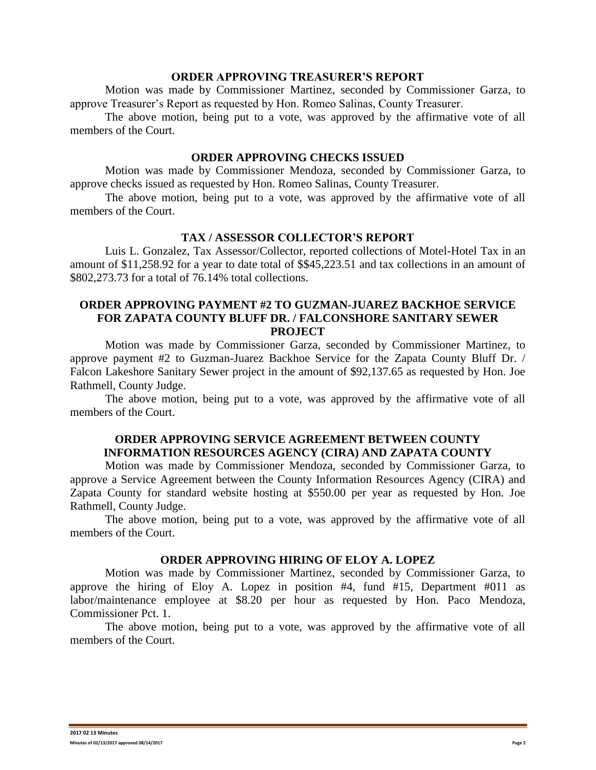## ORDER APPROVING TREASURER'S REPORT

Motion was made by Commissioner Martinez, seconded by Commissioner Garza, to approve Treasurer's Report as requested by Hon. Romeo Salinas, County Treasurer.

The above motion, being put to a vote, was approved by the affirmative vote of all members of the Court.

## ORDER APPROVING CHECKS ISSUED

Motion was made by Commissioner Mendoza, seconded by Commissioner Garza, to approve checks issued as requested by Hon. Romeo Salinas, County Treasurer.

The above motion, being put to a vote, was approved by the affirmative vote of all members of the Court.

## TAX / ASSESSOR COLLECTOR'S REPORT

Luis L. Gonzalez, Tax Assessor/Collector, reported collections of Motel-Hotel Tax in an amount of $11,258.92 for a year to date total of $$45,223.51 and tax collections in an amount of $802,273.73 for a total of 76.14% total collections.

## ORDER APPROVING PAYMENT #2 TO GUZMAN-JUAREZ BACKHOE SERVICE FOR ZAPATA COUNTY BLUFF DR. / FALCONSHORE SANITARY SEWER PROJECT

Motion was made by Commissioner Garza, seconded by Commissioner Martinez, to approve payment #2 to Guzman-Juarez Backhoe Service for the Zapata County Bluff Dr. / Falcon Lakeshore Sanitary Sewer project in the amount of $92,137.65 as requested by Hon. Joe Rathmell, County Judge.

The above motion, being put to a vote, was approved by the affirmative vote of all members of the Court.

## ORDER APPROVING SERVICE AGREEMENT BETWEEN COUNTY INFORMATION RESOURCES AGENCY (CIRA) AND ZAPATA COUNTY

Motion was made by Commissioner Mendoza, seconded by Commissioner Garza, to approve a Service Agreement between the County Information Resources Agency (CIRA) and Zapata County for standard website hosting at $550.00 per year as requested by Hon. Joe Rathmell, County Judge.

The above motion, being put to a vote, was approved by the affirmative vote of all members of the Court.

## ORDER APPROVING HIRING OF ELOY A. LOPEZ

Motion was made by Commissioner Martinez, seconded by Commissioner Garza, to approve the hiring of Eloy A. Lopez in position #4, fund #15, Department #011 as labor/maintenance employee at $8.20 per hour as requested by Hon. Paco Mendoza, Commissioner Pct. 1.

The above motion, being put to a vote, was approved by the affirmative vote of all members of the Court.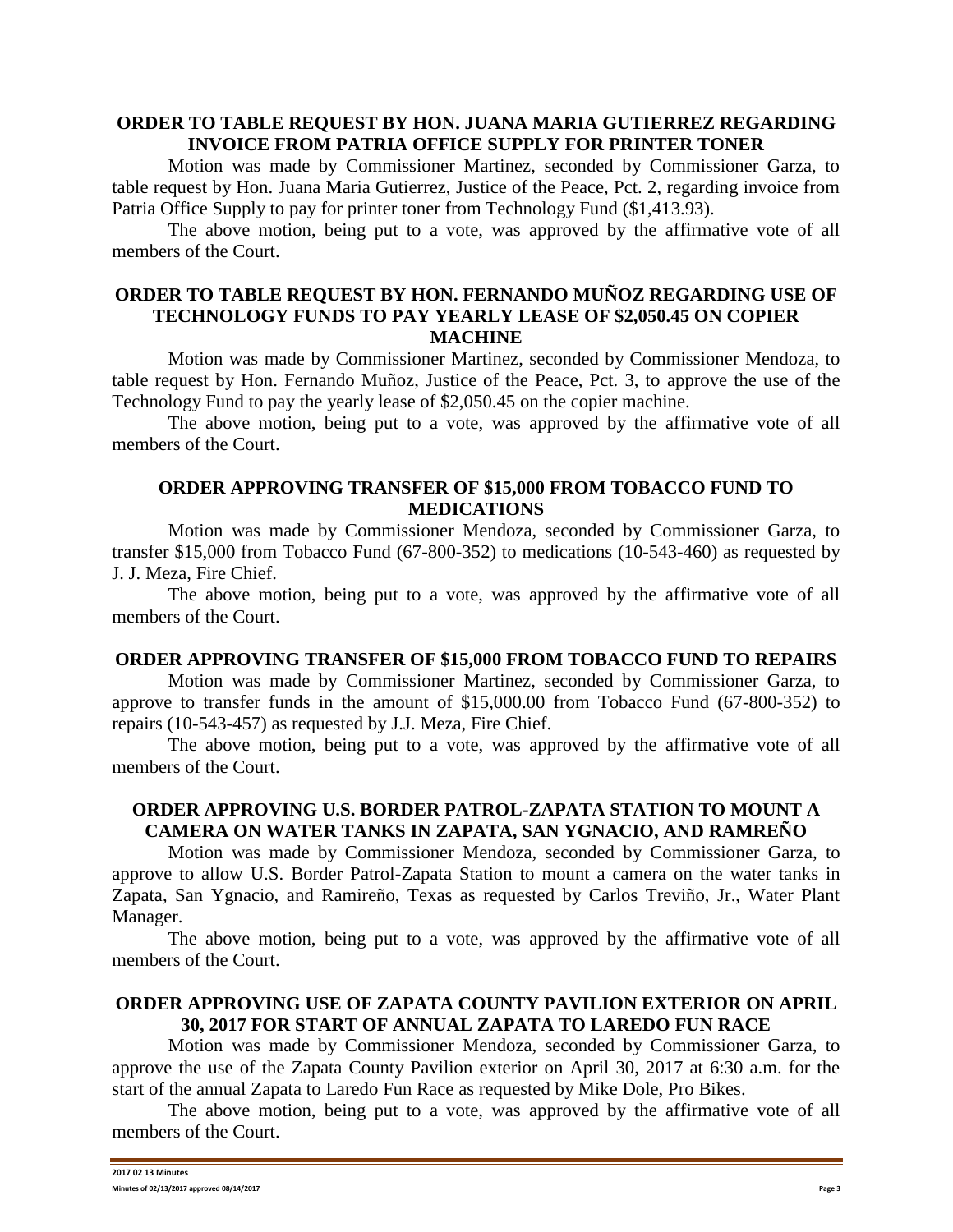**ORDER TO TABLE REQUEST BY HON. JUANA MARIA GUTIERREZ REGARDING INVOICE FROM PATRIA OFFICE SUPPLY FOR PRINTER TONER**

Motion was made by Commissioner Martinez, seconded by Commissioner Garza, to table request by Hon. Juana Maria Gutierrez, Justice of the Peace, Pct. 2, regarding invoice from Patria Office Supply to pay for printer toner from Technology Fund ($1,413.93).

The above motion, being put to a vote, was approved by the affirmative vote of all members of the Court.

**ORDER TO TABLE REQUEST BY HON. FERNANDO MUÑOZ REGARDING USE OF TECHNOLOGY FUNDS TO PAY YEARLY LEASE OF $2,050.45 ON COPIER MACHINE**

Motion was made by Commissioner Martinez, seconded by Commissioner Mendoza, to table request by Hon. Fernando Muñoz, Justice of the Peace, Pct. 3, to approve the use of the Technology Fund to pay the yearly lease of $2,050.45 on the copier machine.

The above motion, being put to a vote, was approved by the affirmative vote of all members of the Court.

**ORDER APPROVING TRANSFER OF $15,000 FROM TOBACCO FUND TO MEDICATIONS**

Motion was made by Commissioner Mendoza, seconded by Commissioner Garza, to transfer $15,000 from Tobacco Fund (67-800-352) to medications (10-543-460) as requested by J. J. Meza, Fire Chief.

The above motion, being put to a vote, was approved by the affirmative vote of all members of the Court.

**ORDER APPROVING TRANSFER OF $15,000 FROM TOBACCO FUND TO REPAIRS**

Motion was made by Commissioner Martinez, seconded by Commissioner Garza, to approve to transfer funds in the amount of $15,000.00 from Tobacco Fund (67-800-352) to repairs (10-543-457) as requested by J.J. Meza, Fire Chief.

The above motion, being put to a vote, was approved by the affirmative vote of all members of the Court.

**ORDER APPROVING U.S. BORDER PATROL-ZAPATA STATION TO MOUNT A CAMERA ON WATER TANKS IN ZAPATA, SAN YGNACIO, AND RAMREÑO**

Motion was made by Commissioner Mendoza, seconded by Commissioner Garza, to approve to allow U.S. Border Patrol-Zapata Station to mount a camera on the water tanks in Zapata, San Ygnacio, and Ramireño, Texas as requested by Carlos Treviño, Jr., Water Plant Manager.

The above motion, being put to a vote, was approved by the affirmative vote of all members of the Court.

**ORDER APPROVING USE OF ZAPATA COUNTY PAVILION EXTERIOR ON APRIL 30, 2017 FOR START OF ANNUAL ZAPATA TO LAREDO FUN RACE**

Motion was made by Commissioner Mendoza, seconded by Commissioner Garza, to approve the use of the Zapata County Pavilion exterior on April 30, 2017 at 6:30 a.m. for the start of the annual Zapata to Laredo Fun Race as requested by Mike Dole, Pro Bikes.

The above motion, being put to a vote, was approved by the affirmative vote of all members of the Court.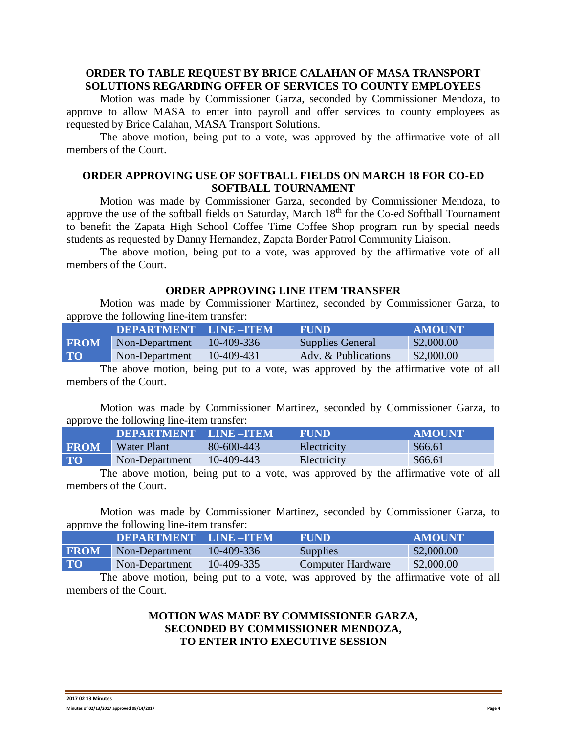### ORDER TO TABLE REQUEST BY BRICE CALAHAN OF MASA TRANSPORT SOLUTIONS REGARDING OFFER OF SERVICES TO COUNTY EMPLOYEES

Motion was made by Commissioner Garza, seconded by Commissioner Mendoza, to approve to allow MASA to enter into payroll and offer services to county employees as requested by Brice Calahan, MASA Transport Solutions.

The above motion, being put to a vote, was approved by the affirmative vote of all members of the Court.

### ORDER APPROVING USE OF SOFTBALL FIELDS ON MARCH 18 FOR CO-ED SOFTBALL TOURNAMENT

Motion was made by Commissioner Garza, seconded by Commissioner Mendoza, to approve the use of the softball fields on Saturday, March 18th for the Co-ed Softball Tournament to benefit the Zapata High School Coffee Time Coffee Shop program run by special needs students as requested by Danny Hernandez, Zapata Border Patrol Community Liaison.

The above motion, being put to a vote, was approved by the affirmative vote of all members of the Court.

### ORDER APPROVING LINE ITEM TRANSFER

Motion was made by Commissioner Martinez, seconded by Commissioner Garza, to approve the following line-item transfer:

| | DEPARTMENT | LINE –ITEM | FUND | AMOUNT |
|---|---|---|---|---|
| FROM | Non-Department | 10-409-336 | Supplies General | $2,000.00 |
| TO | Non-Department | 10-409-431 | Adv. & Publications | $2,000.00 |

The above motion, being put to a vote, was approved by the affirmative vote of all members of the Court.

Motion was made by Commissioner Martinez, seconded by Commissioner Garza, to approve the following line-item transfer:

| | DEPARTMENT | LINE –ITEM | FUND | AMOUNT |
|---|---|---|---|---|
| FROM | Water Plant | 80-600-443 | Electricity | $66.61 |
| TO | Non-Department | 10-409-443 | Electricity | $66.61 |

The above motion, being put to a vote, was approved by the affirmative vote of all members of the Court.

Motion was made by Commissioner Martinez, seconded by Commissioner Garza, to approve the following line-item transfer:

| | DEPARTMENT | LINE –ITEM | FUND | AMOUNT |
|---|---|---|---|---|
| FROM | Non-Department | 10-409-336 | Supplies | $2,000.00 |
| TO | Non-Department | 10-409-335 | Computer Hardware | $2,000.00 |

The above motion, being put to a vote, was approved by the affirmative vote of all members of the Court.

### MOTION WAS MADE BY COMMISSIONER GARZA, SECONDED BY COMMISSIONER MENDOZA, TO ENTER INTO EXECUTIVE SESSION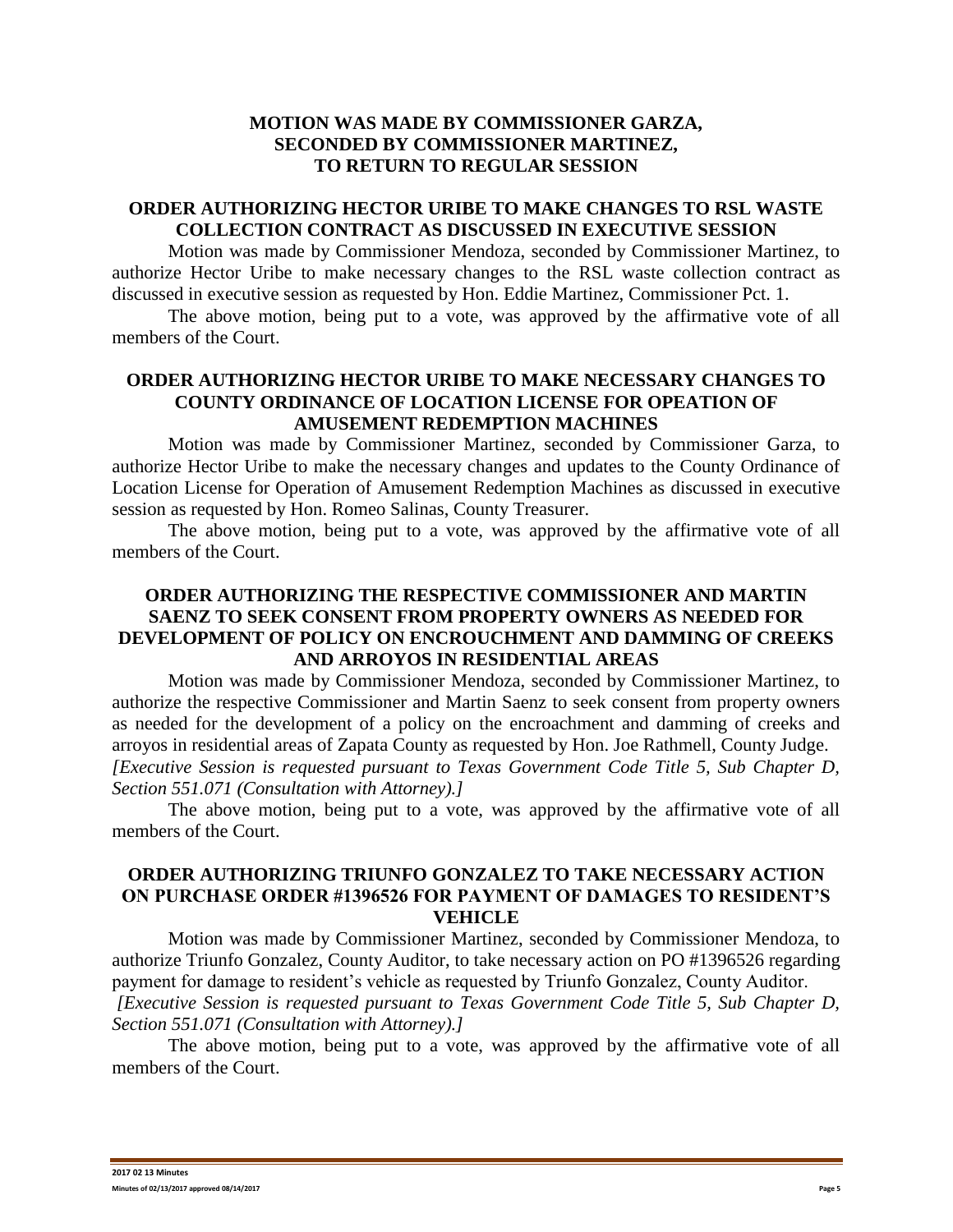**MOTION WAS MADE BY COMMISSIONER GARZA,
SECONDED BY COMMISSIONER MARTINEZ,
TO RETURN TO REGULAR SESSION**

## ORDER AUTHORIZING HECTOR URIBE TO MAKE CHANGES TO RSL WASTE COLLECTION CONTRACT AS DISCUSSED IN EXECUTIVE SESSION

Motion was made by Commissioner Mendoza, seconded by Commissioner Martinez, to authorize Hector Uribe to make necessary changes to the RSL waste collection contract as discussed in executive session as requested by Hon. Eddie Martinez, Commissioner Pct. 1.

The above motion, being put to a vote, was approved by the affirmative vote of all members of the Court.

## ORDER AUTHORIZING HECTOR URIBE TO MAKE NECESSARY CHANGES TO COUNTY ORDINANCE OF LOCATION LICENSE FOR OPEATION OF AMUSEMENT REDEMPTION MACHINES

Motion was made by Commissioner Martinez, seconded by Commissioner Garza, to authorize Hector Uribe to make the necessary changes and updates to the County Ordinance of Location License for Operation of Amusement Redemption Machines as discussed in executive session as requested by Hon. Romeo Salinas, County Treasurer.

The above motion, being put to a vote, was approved by the affirmative vote of all members of the Court.

## ORDER AUTHORIZING THE RESPECTIVE COMMISSIONER AND MARTIN SAENZ TO SEEK CONSENT FROM PROPERTY OWNERS AS NEEDED FOR DEVELOPMENT OF POLICY ON ENCROUCHMENT AND DAMMING OF CREEKS AND ARROYOS IN RESIDENTIAL AREAS

Motion was made by Commissioner Mendoza, seconded by Commissioner Martinez, to authorize the respective Commissioner and Martin Saenz to seek consent from property owners as needed for the development of a policy on the encroachment and damming of creeks and arroyos in residential areas of Zapata County as requested by Hon. Joe Rathmell, County Judge. *[Executive Session is requested pursuant to Texas Government Code Title 5, Sub Chapter D, Section 551.071 (Consultation with Attorney).]*

The above motion, being put to a vote, was approved by the affirmative vote of all members of the Court.

## ORDER AUTHORIZING TRIUNFO GONZALEZ TO TAKE NECESSARY ACTION ON PURCHASE ORDER #1396526 FOR PAYMENT OF DAMAGES TO RESIDENT'S VEHICLE

Motion was made by Commissioner Martinez, seconded by Commissioner Mendoza, to authorize Triunfo Gonzalez, County Auditor, to take necessary action on PO #1396526 regarding payment for damage to resident's vehicle as requested by Triunfo Gonzalez, County Auditor.

*[Executive Session is requested pursuant to Texas Government Code Title 5, Sub Chapter D, Section 551.071 (Consultation with Attorney).]*

The above motion, being put to a vote, was approved by the affirmative vote of all members of the Court.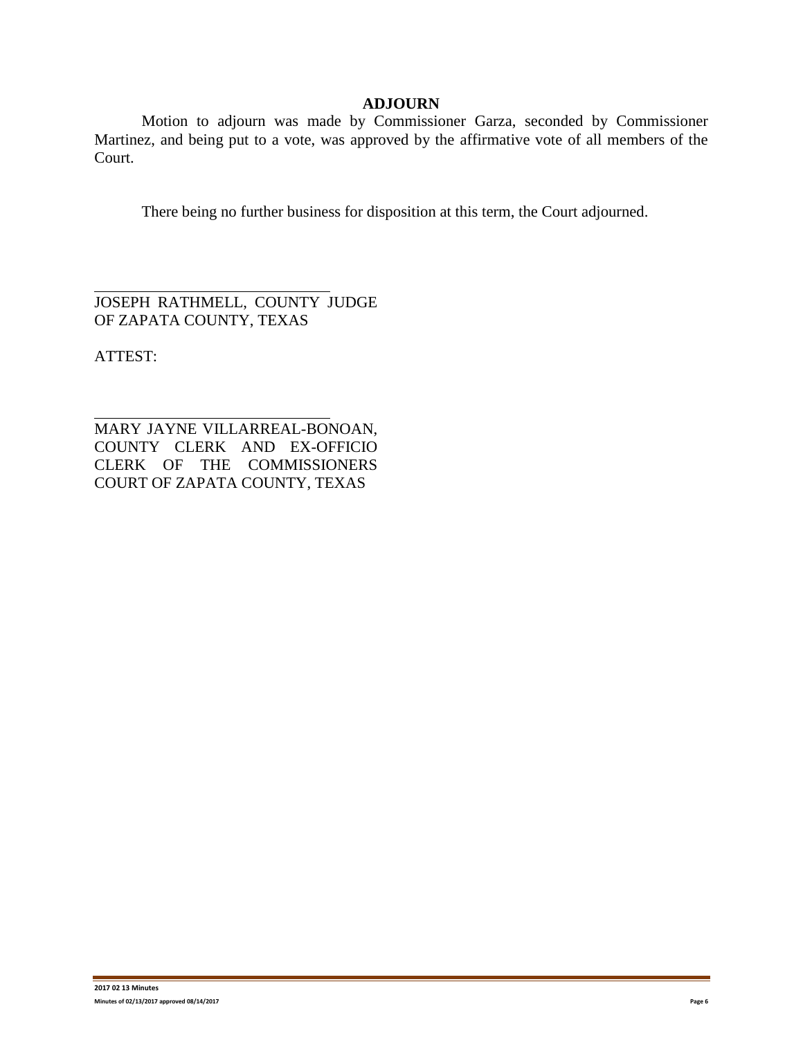**ADJOURN**

Motion to adjourn was made by Commissioner Garza, seconded by Commissioner Martinez, and being put to a vote, was approved by the affirmative vote of all members of the Court.

There being no further business for disposition at this term, the Court adjourned.

\_\_\_\_\_\_\_\_\_\_\_\_\_\_\_\_\_\_\_\_\_\_\_\_\_\_\_\_\_\_

JOSEPH RATHMELL, COUNTY JUDGE OF ZAPATA COUNTY, TEXAS

ATTEST:

\_\_\_\_\_\_\_\_\_\_\_\_\_\_\_\_\_\_\_\_\_\_\_\_\_\_\_\_\_\_

MARY JAYNE VILLARREAL-BONOAN, COUNTY CLERK AND EX-OFFICIO CLERK OF THE COMMISSIONERS COURT OF ZAPATA COUNTY, TEXAS